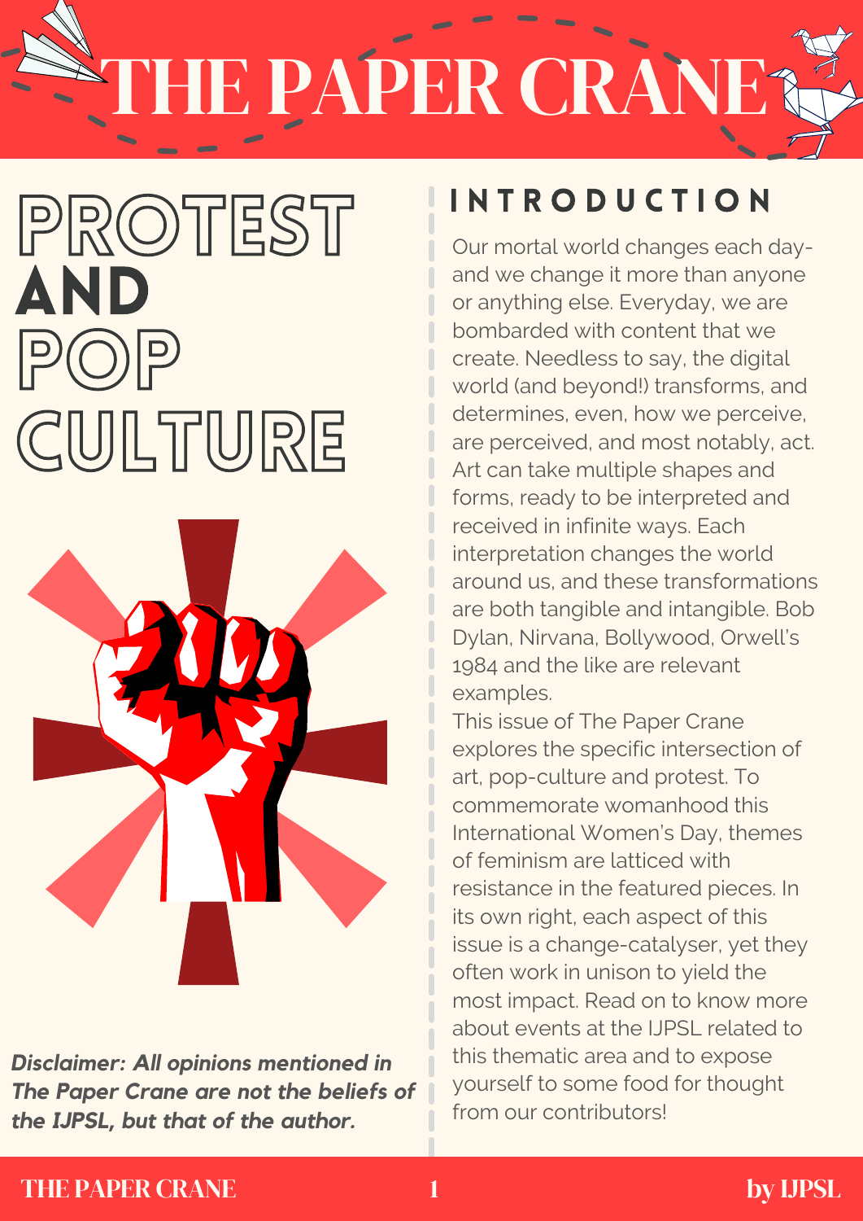# THE PAPER CRANE

# PROTEST AND POP CULTURE

## INTRODUCTION

Our mortal world changes each day- and we change it more than anyone or anything else. Everyday, we are bombarded with content that we create. Needless to say, the digital world (and beyond!) transforms, and determines, even, how we perceive, are perceived, and most notably, act. Art can take multiple shapes and forms, ready to be interpreted and received in infinite ways. Each interpretation changes the world around us, and these transformations are both tangible and intangible. Bob Dylan, Nirvana, Bollywood, Orwell's 1984 and the like are relevant examples.

This issue of The Paper Crane explores the specific intersection of art, pop-culture and protest. To commemorate womanhood this International Women's Day, themes of feminism are latticed with resistance in the featured pieces. In its own right, each aspect of this issue is a change-catalyser, yet they often work in unison to yield the most impact. Read on to know more about events at the IJPSL related to this thematic area and to expose yourself to some food for thought from our contributors!

***Disclaimer: All opinions mentioned in The Paper Crane are not the beliefs of the IJPSL, but that of the author.***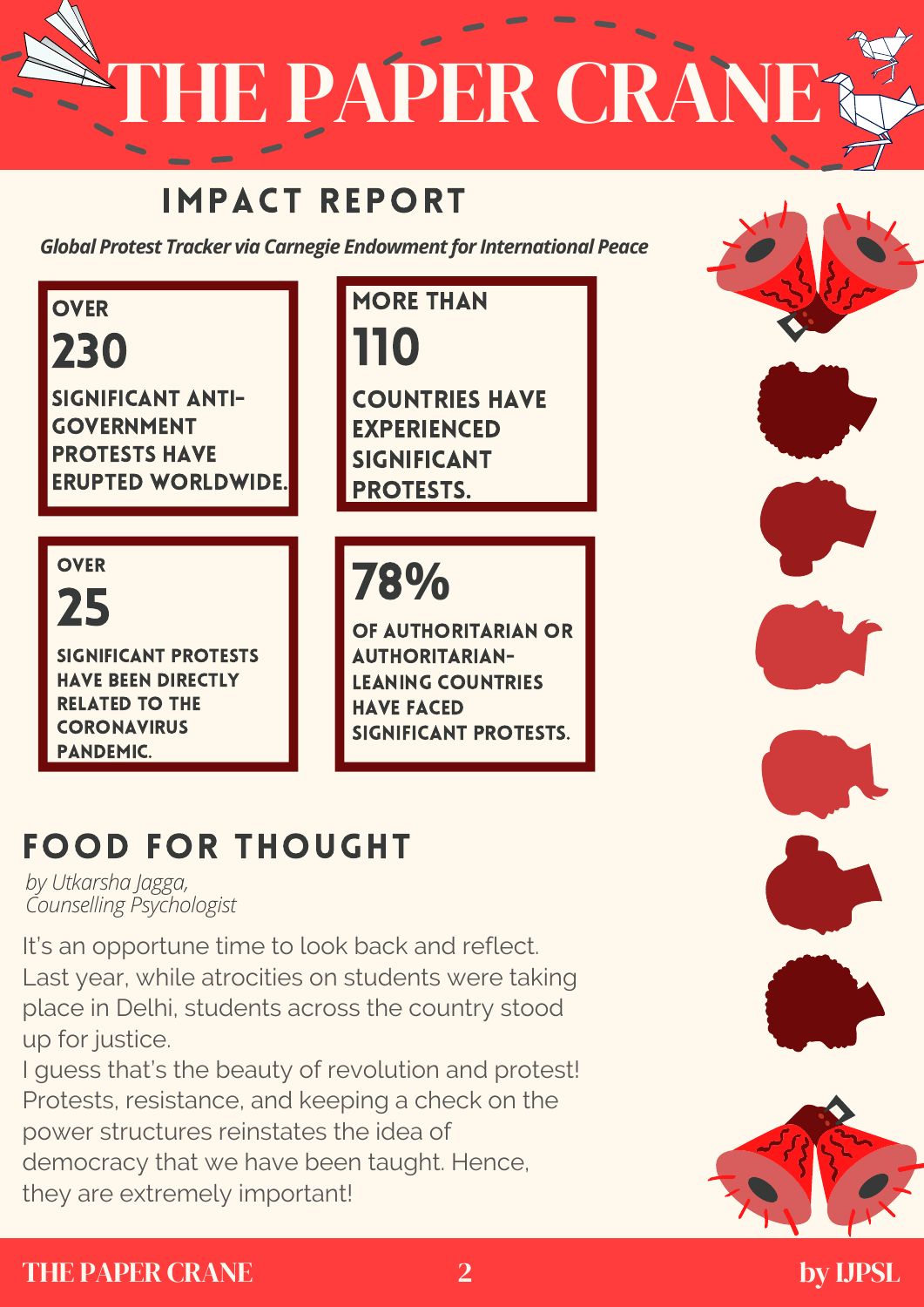# THE PAPER CRANE

## IMPACT REPORT

***Global Protest Tracker via Carnegie Endowment for International Peace***

**OVER**
**230**
**SIGNIFICANT ANTI-GOVERNMENT PROTESTS HAVE ERUPTED WORLDWIDE.**

**MORE THAN**
**110**
**COUNTRIES HAVE EXPERIENCED SIGNIFICANT PROTESTS.**

**OVER**
**25**
**SIGNIFICANT PROTESTS HAVE BEEN DIRECTLY RELATED TO THE CORONAVIRUS PANDEMIC.**

**78%**
**OF AUTHORITARIAN OR AUTHORITARIAN-LEANING COUNTRIES HAVE FACED SIGNIFICANT PROTESTS.**

## FOOD FOR THOUGHT

*by Utkarsha Jagga,*
*Counselling Psychologist*

It's an opportune time to look back and reflect. Last year, while atrocities on students were taking place in Delhi, students across the country stood up for justice.

I guess that's the beauty of revolution and protest! Protests, resistance, and keeping a check on the power structures reinstates the idea of democracy that we have been taught. Hence, they are extremely important!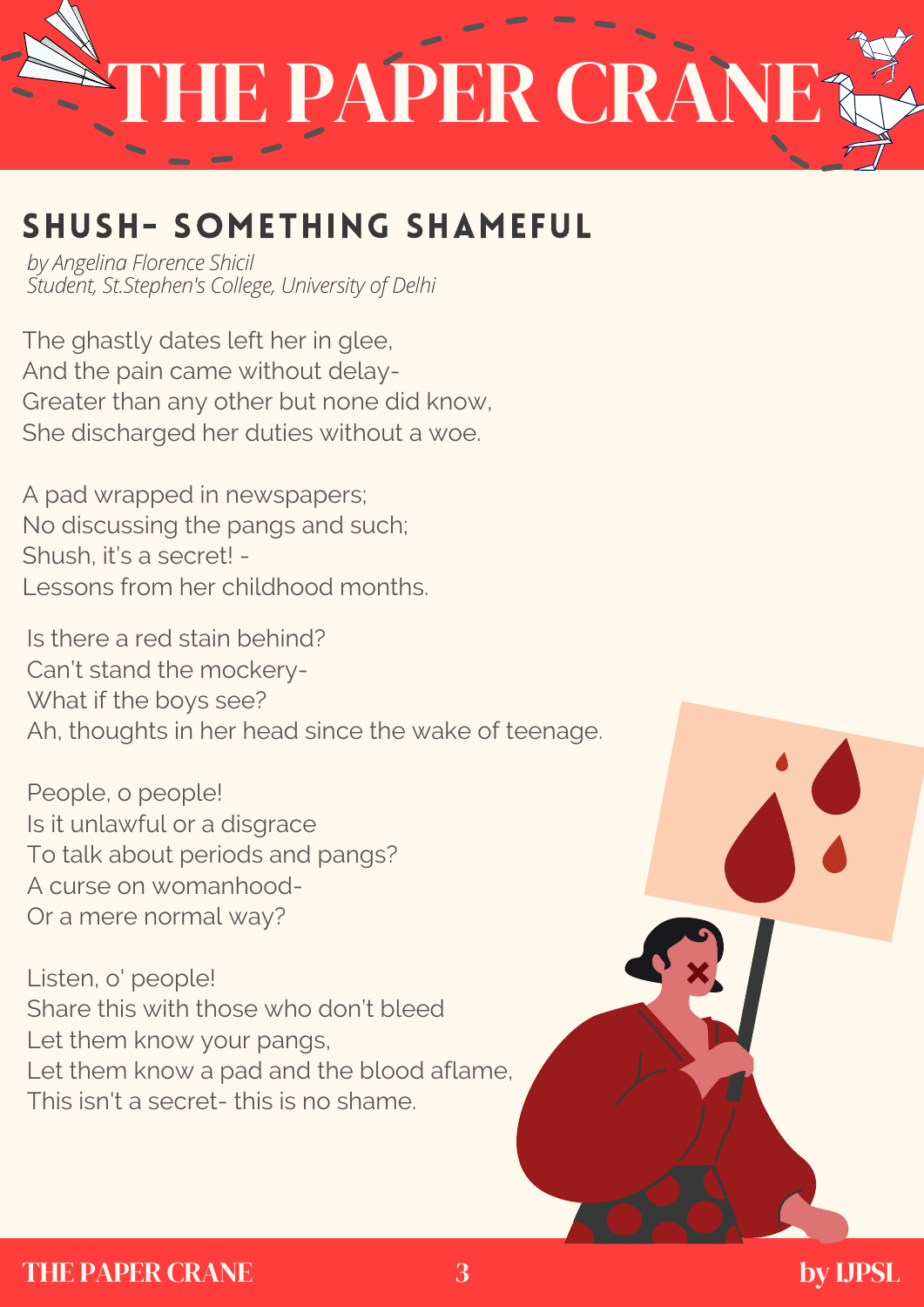## SHUSH- SOMETHING SHAMEFUL

*by Angelina Florence Shicil*
*Student, St.Stephen's College, University of Delhi*

The ghastly dates left her in glee,
And the pain came without delay-
Greater than any other but none did know,
She discharged her duties without a woe.

A pad wrapped in newspapers;
No discussing the pangs and such;
Shush, it's a secret! -
Lessons from her childhood months.

Is there a red stain behind?
Can't stand the mockery-
What if the boys see?
Ah, thoughts in her head since the wake of teenage.

People, o people!
Is it unlawful or a disgrace
To talk about periods and pangs?
A curse on womanhood-
Or a mere normal way?

Listen, o' people!
Share this with those who don't bleed
Let them know your pangs,
Let them know a pad and the blood aflame,
This isn't a secret- this is no shame.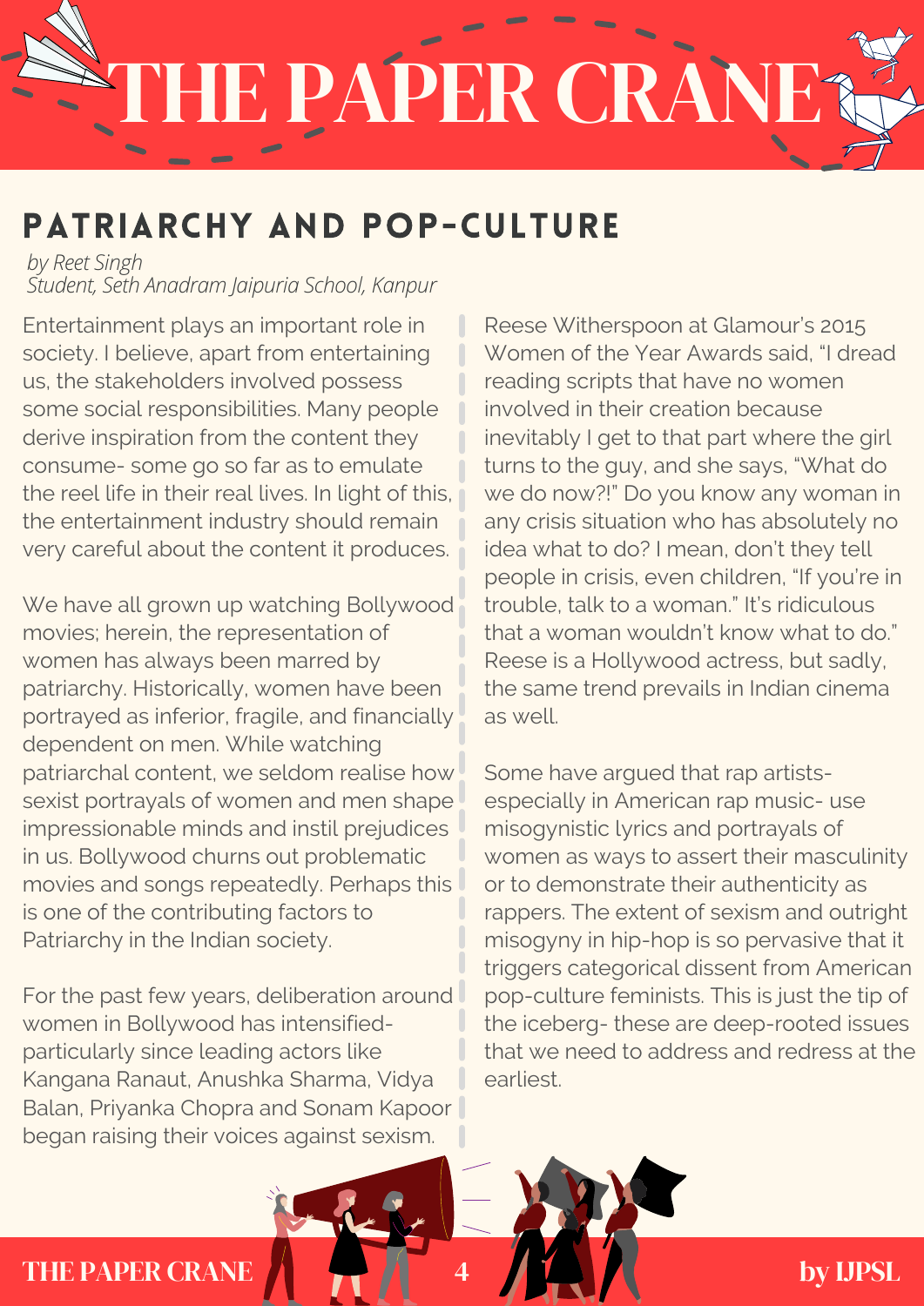## PATRIARCHY AND POP-CULTURE

*by Reet Singh*
*Student, Seth Anadram Jaipuria School, Kanpur*

Entertainment plays an important role in society. I believe, apart from entertaining us, the stakeholders involved possess some social responsibilities. Many people derive inspiration from the content they consume- some go so far as to emulate the reel life in their real lives. In light of this, the entertainment industry should remain very careful about the content it produces.

We have all grown up watching Bollywood movies; herein, the representation of women has always been marred by patriarchy. Historically, women have been portrayed as inferior, fragile, and financially dependent on men. While watching patriarchal content, we seldom realise how sexist portrayals of women and men shape impressionable minds and instil prejudices in us. Bollywood churns out problematic movies and songs repeatedly. Perhaps this is one of the contributing factors to Patriarchy in the Indian society.

For the past few years, deliberation around women in Bollywood has intensified- particularly since leading actors like Kangana Ranaut, Anushka Sharma, Vidya Balan, Priyanka Chopra and Sonam Kapoor began raising their voices against sexism.

Reese Witherspoon at Glamour's 2015 Women of the Year Awards said, "I dread reading scripts that have no women involved in their creation because inevitably I get to that part where the girl turns to the guy, and she says, "What do we do now?!" Do you know any woman in any crisis situation who has absolutely no idea what to do? I mean, don't they tell people in crisis, even children, "If you're in trouble, talk to a woman." It's ridiculous that a woman wouldn't know what to do." Reese is a Hollywood actress, but sadly, the same trend prevails in Indian cinema as well.

Some have argued that rap artists- especially in American rap music- use misogynistic lyrics and portrayals of women as ways to assert their masculinity or to demonstrate their authenticity as rappers. The extent of sexism and outright misogyny in hip-hop is so pervasive that it triggers categorical dissent from American pop-culture feminists. This is just the tip of the iceberg- these are deep-rooted issues that we need to address and redress at the earliest.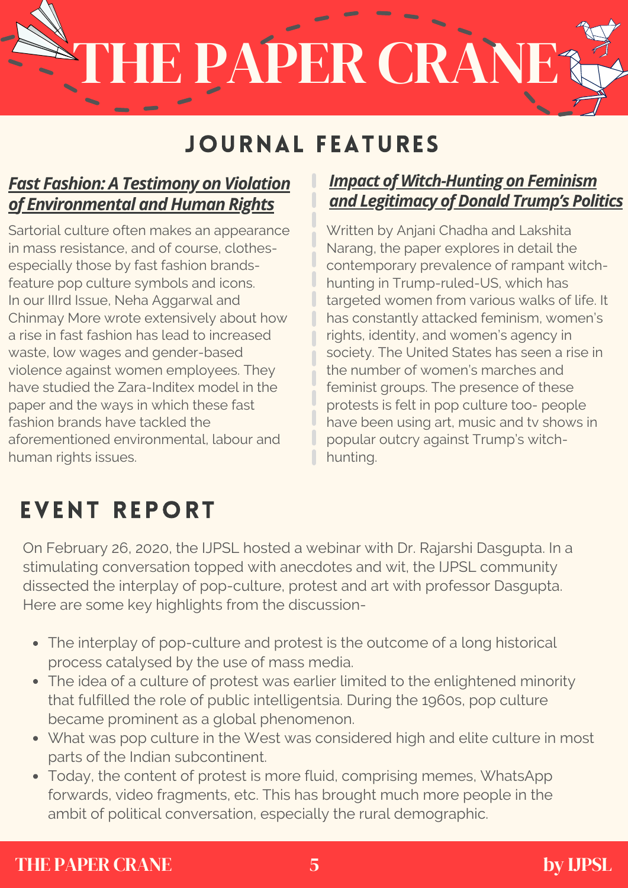# THE PAPER CRANE

## JOURNAL FEATURES

### *Fast Fashion: A Testimony on Violation of Environmental and Human Rights*

Sartorial culture often makes an appearance in mass resistance, and of course, clothes- especially those by fast fashion brands- feature pop culture symbols and icons. In our IIIrd Issue, Neha Aggarwal and Chinmay More wrote extensively about how a rise in fast fashion has lead to increased waste, low wages and gender-based violence against women employees. They have studied the Zara-Inditex model in the paper and the ways in which these fast fashion brands have tackled the aforementioned environmental, labour and human rights issues.

### *Impact of Witch-Hunting on Feminism and Legitimacy of Donald Trump's Politics*

Written by Anjani Chadha and Lakshita Narang, the paper explores in detail the contemporary prevalence of rampant witch-hunting in Trump-ruled-US, which has targeted women from various walks of life. It has constantly attacked feminism, women's rights, identity, and women's agency in society. The United States has seen a rise in the number of women's marches and feminist groups. The presence of these protests is felt in pop culture too- people have been using art, music and tv shows in popular outcry against Trump's witch-hunting.

## EVENT REPORT

On February 26, 2020, the IJPSL hosted a webinar with Dr. Rajarshi Dasgupta. In a stimulating conversation topped with anecdotes and wit, the IJPSL community dissected the interplay of pop-culture, protest and art with professor Dasgupta. Here are some key highlights from the discussion-

- The interplay of pop-culture and protest is the outcome of a long historical process catalysed by the use of mass media.
- The idea of a culture of protest was earlier limited to the enlightened minority that fulfilled the role of public intelligentsia. During the 1960s, pop culture became prominent as a global phenomenon.
- What was pop culture in the West was considered high and elite culture in most parts of the Indian subcontinent.
- Today, the content of protest is more fluid, comprising memes, WhatsApp forwards, video fragments, etc. This has brought much more people in the ambit of political conversation, especially the rural demographic.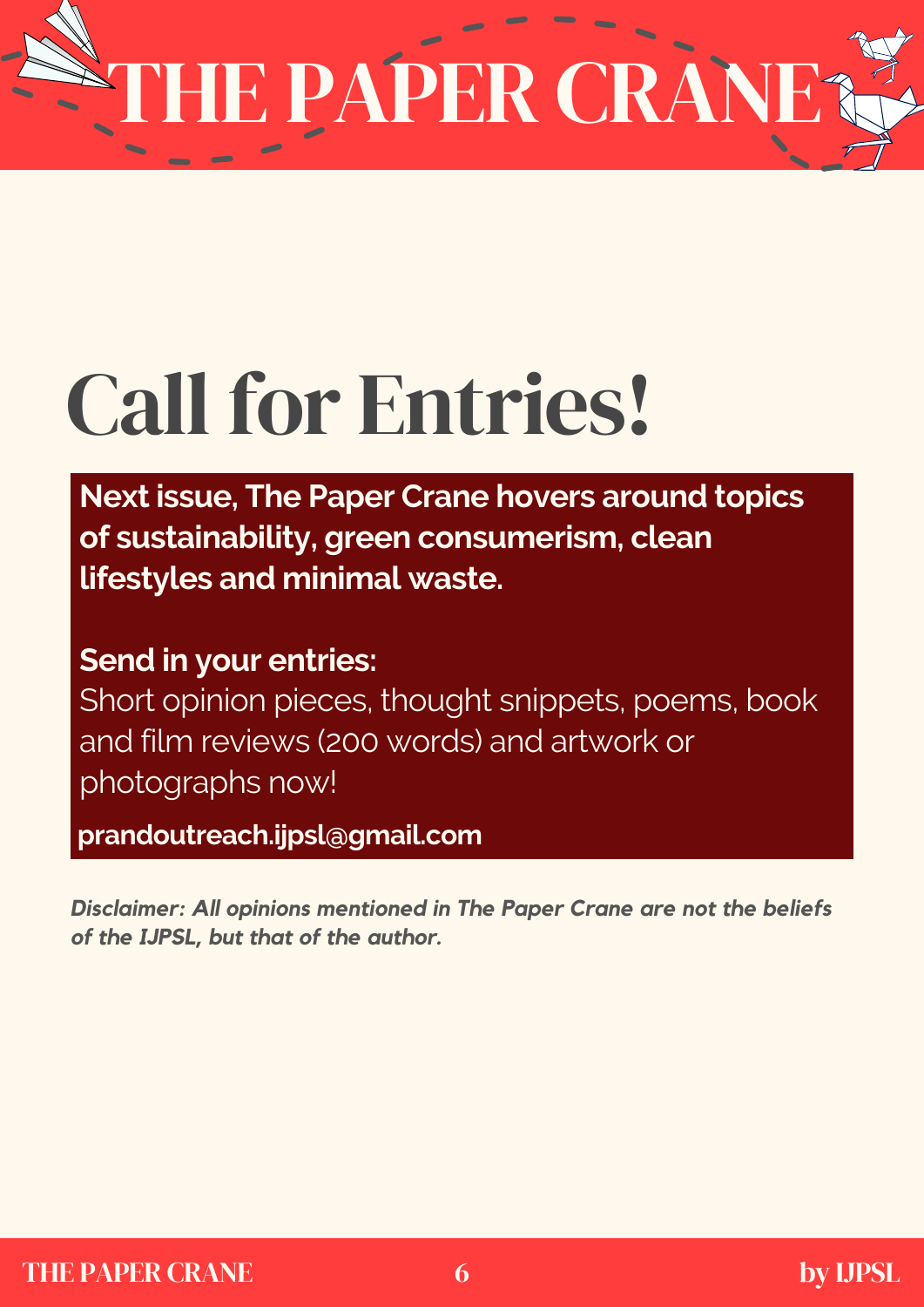# THE PAPER CRANE

# Call for Entries!

**Next issue, The Paper Crane hovers around topics of sustainability, green consumerism, clean lifestyles and minimal waste.**

**Send in your entries:**
Short opinion pieces, thought snippets, poems, book and film reviews (200 words) and artwork or photographs now!

**prandoutreach.ijpsl@gmail.com**

***Disclaimer: All opinions mentioned in The Paper Crane are not the beliefs of the IJPSL, but that of the author.***